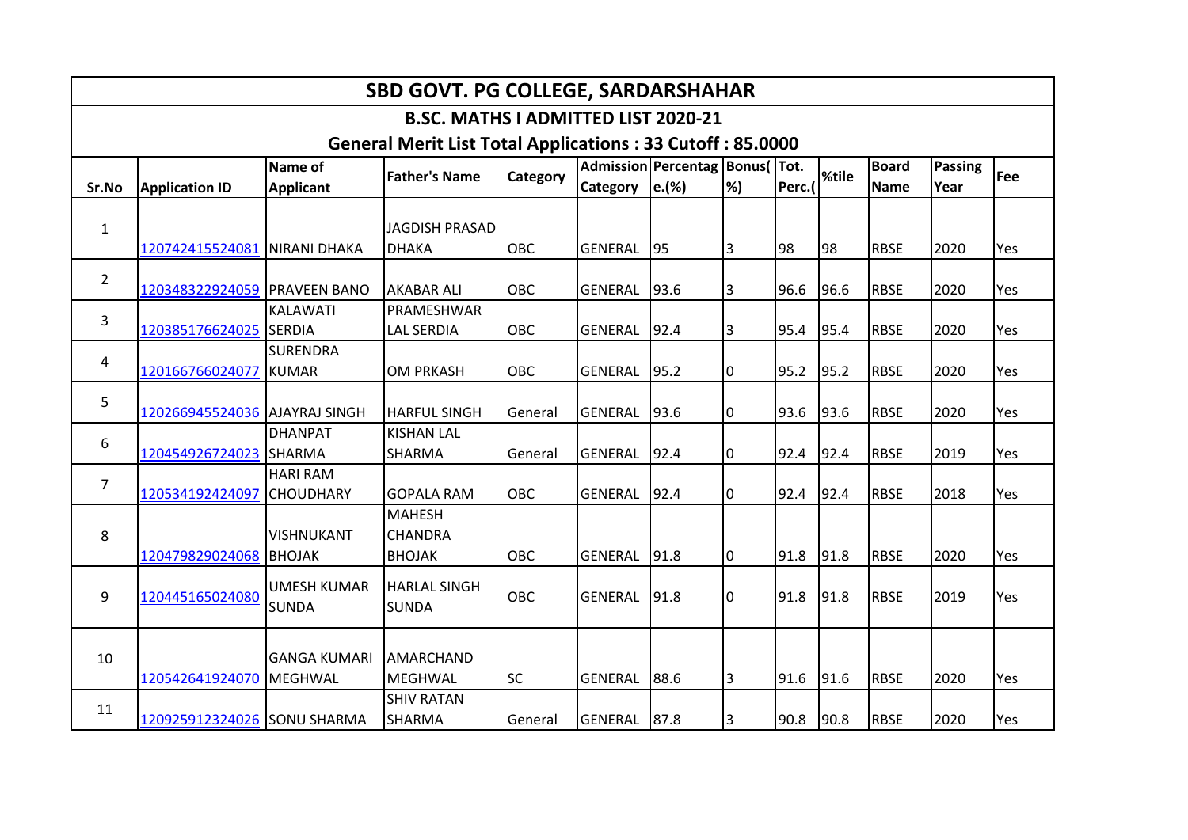# SBD GOVT. PG COLLEGE, SARDARSHAHAR

## B.SC. MATHS I ADMITTED LIST 2020-21

### General Merit List Total Applications : 33 Cutoff : 85.0000

| Sr.No | Application ID | Name of Applicant | Father's Name | Category | Admission Category | Percentage.(%) | Bonus(%) | Tot. Perc.( | %tile | Board Name | Passing Year | Fee |
|---|---|---|---|---|---|---|---|---|---|---|---|---|
| 1 | 120742415524081 | NIRANI DHAKA | JAGDISH PRASAD DHAKA | OBC | GENERAL | 95 | 3 | 98 | 98 | RBSE | 2020 | Yes |
| 2 | 120348322924059 | PRAVEEN BANO | AKABAR ALI | OBC | GENERAL | 93.6 | 3 | 96.6 | 96.6 | RBSE | 2020 | Yes |
| 3 | 120385176624025 | KALAWATI SERDIA | PRAMESHWAR LAL SERDIA | OBC | GENERAL | 92.4 | 3 | 95.4 | 95.4 | RBSE | 2020 | Yes |
| 4 | 120166766024077 | SURENDRA KUMAR | OM PRKASH | OBC | GENERAL | 95.2 | 0 | 95.2 | 95.2 | RBSE | 2020 | Yes |
| 5 | 120266945524036 | AJAYRAJ SINGH | HARFUL SINGH | General | GENERAL | 93.6 | 0 | 93.6 | 93.6 | RBSE | 2020 | Yes |
| 6 | 120454926724023 | DHANPAT SHARMA | KISHAN LAL SHARMA | General | GENERAL | 92.4 | 0 | 92.4 | 92.4 | RBSE | 2019 | Yes |
| 7 | 120534192424097 | HARI RAM CHOUDHARY | GOPALA RAM | OBC | GENERAL | 92.4 | 0 | 92.4 | 92.4 | RBSE | 2018 | Yes |
| 8 | 120479829024068 | VISHNUKANT BHOJAK | MAHESH CHANDRA BHOJAK | OBC | GENERAL | 91.8 | 0 | 91.8 | 91.8 | RBSE | 2020 | Yes |
| 9 | 120445165024080 | UMESH KUMAR SUNDA | HARLAL SINGH SUNDA | OBC | GENERAL | 91.8 | 0 | 91.8 | 91.8 | RBSE | 2019 | Yes |
| 10 | 120542641924070 | GANGA KUMARI MEGHWAL | AMARCHAND MEGHWAL | SC | GENERAL | 88.6 | 3 | 91.6 | 91.6 | RBSE | 2020 | Yes |
| 11 | 120925912324026 | SONU SHARMA | SHIV RATAN SHARMA | General | GENERAL | 87.8 | 3 | 90.8 | 90.8 | RBSE | 2020 | Yes |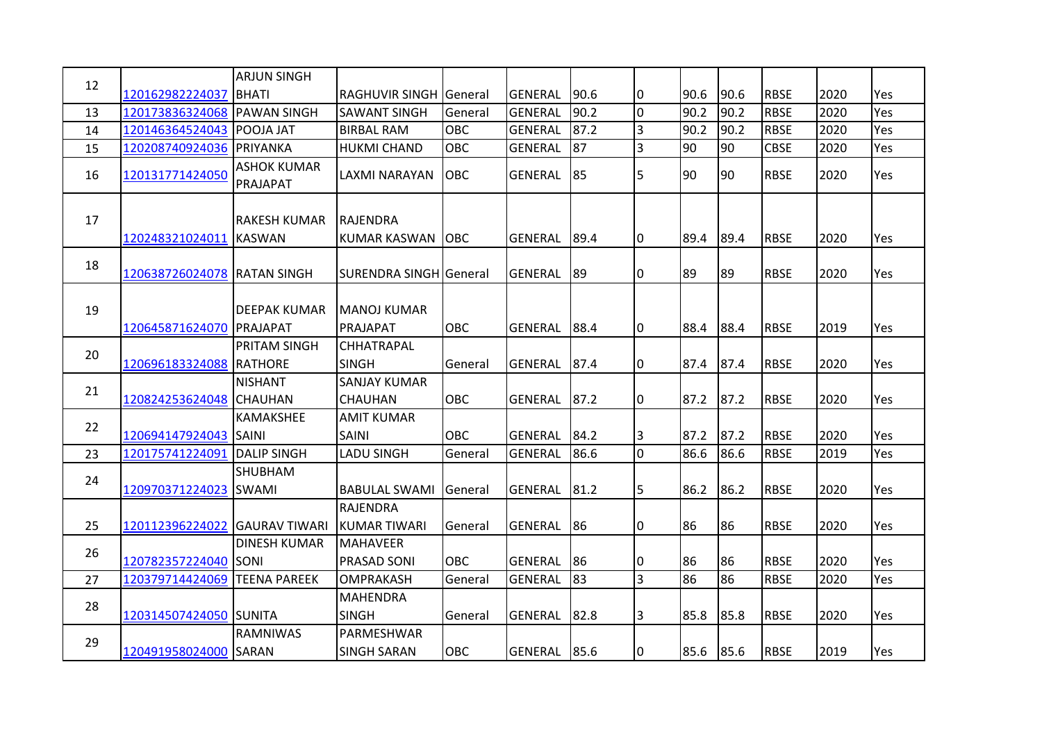| | | | | | | | | | | | | |
|---|---|---|---|---|---|---|---|---|---|---|---|---|
| 12 | 120162982224037 | ARJUN SINGH BHATI | RAGHUVIR SINGH | General | GENERAL | 90.6 | 0 | 90.6 | 90.6 | RBSE | 2020 | Yes |
| 13 | 120173836324068 | PAWAN SINGH | SAWANT SINGH | General | GENERAL | 90.2 | 0 | 90.2 | 90.2 | RBSE | 2020 | Yes |
| 14 | 120146364524043 | POOJA JAT | BIRBAL RAM | OBC | GENERAL | 87.2 | 3 | 90.2 | 90.2 | RBSE | 2020 | Yes |
| 15 | 120208740924036 | PRIYANKA | HUKMI CHAND | OBC | GENERAL | 87 | 3 | 90 | 90 | CBSE | 2020 | Yes |
| 16 | 120131771424050 | ASHOK KUMAR PRAJAPAT | LAXMI NARAYAN | OBC | GENERAL | 85 | 5 | 90 | 90 | RBSE | 2020 | Yes |
| 17 | 120248321024011 | RAKESH KUMAR KASWAN | RAJENDRA KUMAR KASWAN | OBC | GENERAL | 89.4 | 0 | 89.4 | 89.4 | RBSE | 2020 | Yes |
| 18 | 120638726024078 | RATAN SINGH | SURENDRA SINGH | General | GENERAL | 89 | 0 | 89 | 89 | RBSE | 2020 | Yes |
| 19 | 120645871624070 | DEEPAK KUMAR PRAJAPAT | MANOJ KUMAR PRAJAPAT | OBC | GENERAL | 88.4 | 0 | 88.4 | 88.4 | RBSE | 2019 | Yes |
| 20 | 120696183324088 | PRITAM SINGH RATHORE | CHHATRAPAL SINGH | General | GENERAL | 87.4 | 0 | 87.4 | 87.4 | RBSE | 2020 | Yes |
| 21 | 120824253624048 | NISHANT CHAUHAN | SANJAY KUMAR CHAUHAN | OBC | GENERAL | 87.2 | 0 | 87.2 | 87.2 | RBSE | 2020 | Yes |
| 22 | 120694147924043 | KAMAKSHEE SAINI | AMIT KUMAR SAINI | OBC | GENERAL | 84.2 | 3 | 87.2 | 87.2 | RBSE | 2020 | Yes |
| 23 | 120175741224091 | DALIP SINGH | LADU SINGH | General | GENERAL | 86.6 | 0 | 86.6 | 86.6 | RBSE | 2019 | Yes |
| 24 | 120970371224023 | SHUBHAM SWAMI | BABULAL SWAMI | General | GENERAL | 81.2 | 5 | 86.2 | 86.2 | RBSE | 2020 | Yes |
| 25 | 120112396224022 | GAURAV TIWARI | RAJENDRA KUMAR TIWARI | General | GENERAL | 86 | 0 | 86 | 86 | RBSE | 2020 | Yes |
| 26 | 120782357224040 | DINESH KUMAR SONI | MAHAVEER PRASAD SONI | OBC | GENERAL | 86 | 0 | 86 | 86 | RBSE | 2020 | Yes |
| 27 | 120379714424069 | TEENA PAREEK | OMPRAKASH | General | GENERAL | 83 | 3 | 86 | 86 | RBSE | 2020 | Yes |
| 28 | 120314507424050 | SUNITA | MAHENDRA SINGH | General | GENERAL | 82.8 | 3 | 85.8 | 85.8 | RBSE | 2020 | Yes |
| 29 | 120491958024000 | RAMNIWAS SARAN | PARMESHWAR SINGH SARAN | OBC | GENERAL | 85.6 | 0 | 85.6 | 85.6 | RBSE | 2019 | Yes |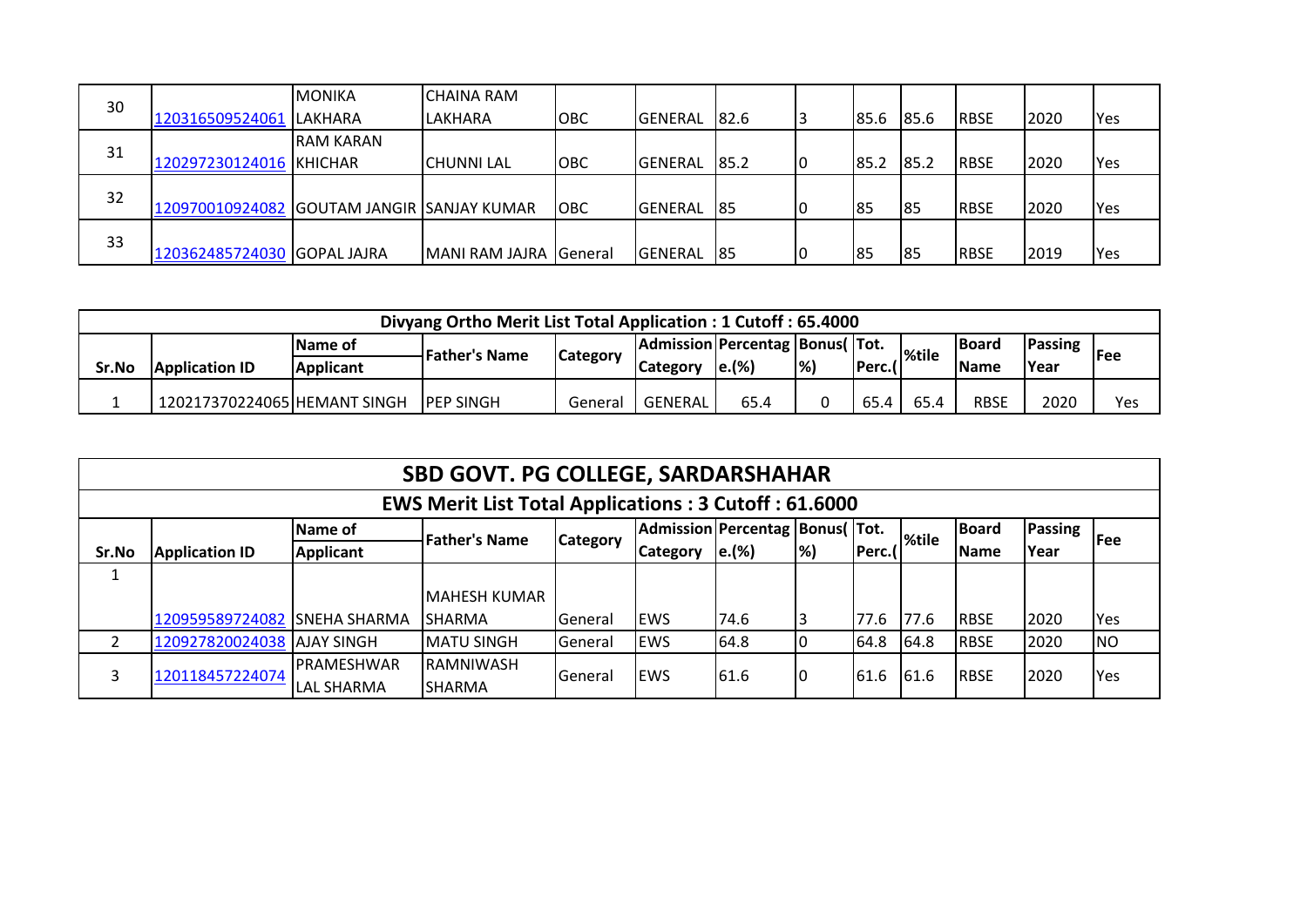| | | | | | | | | | | | | |
|---|---|---|---|---|---|---|---|---|---|---|---|---|
| 30 | 120316509524061 | MONIKA LAKHARA | CHAINA RAM LAKHARA | OBC | GENERAL | 82.6 | 3 | 85.6 | 85.6 | RBSE | 2020 | Yes |
| 31 | 120297230124016 | RAM KARAN KHICHAR | CHUNNI LAL | OBC | GENERAL | 85.2 | 0 | 85.2 | 85.2 | RBSE | 2020 | Yes |
| 32 | 120970010924082 | GOUTAM JANGIR | SANJAY KUMAR | OBC | GENERAL | 85 | 0 | 85 | 85 | RBSE | 2020 | Yes |
| 33 | 120362485724030 | GOPAL JAJRA | MANI RAM JAJRA | General | GENERAL | 85 | 0 | 85 | 85 | RBSE | 2019 | Yes |

**Divyang Ortho Merit List Total Application : 1 Cutoff : 65.4000**

| Sr.No | Application ID | Name of Applicant | Father's Name | Category | Admission Category | Percentage.(%) | Bonus(%) | Tot. Perc.( | %tile | Board Name | Passing Year | Fee |
|---|---|---|---|---|---|---|---|---|---|---|---|---|
| 1 | 120217370224065 | HEMANT SINGH | PEP SINGH | General | GENERAL | 65.4 | 0 | 65.4 | 65.4 | RBSE | 2020 | Yes |

## SBD GOVT. PG COLLEGE, SARDARSHAHAR

**EWS Merit List Total Applications : 3 Cutoff : 61.6000**

| Sr.No | Application ID | Name of Applicant | Father's Name | Category | Admission Category | Percentage.(%) | Bonus(%) | Tot. Perc.( | %tile | Board Name | Passing Year | Fee |
|---|---|---|---|---|---|---|---|---|---|---|---|---|
| 1 | 120959589724082 | SNEHA SHARMA | MAHESH KUMAR SHARMA | General | EWS | 74.6 | 3 | 77.6 | 77.6 | RBSE | 2020 | Yes |
| 2 | 120927820024038 | AJAY SINGH | MATU SINGH | General | EWS | 64.8 | 0 | 64.8 | 64.8 | RBSE | 2020 | NO |
| 3 | 120118457224074 | PRAMESHWAR LAL SHARMA | RAMNIWASH SHARMA | General | EWS | 61.6 | 0 | 61.6 | 61.6 | RBSE | 2020 | Yes |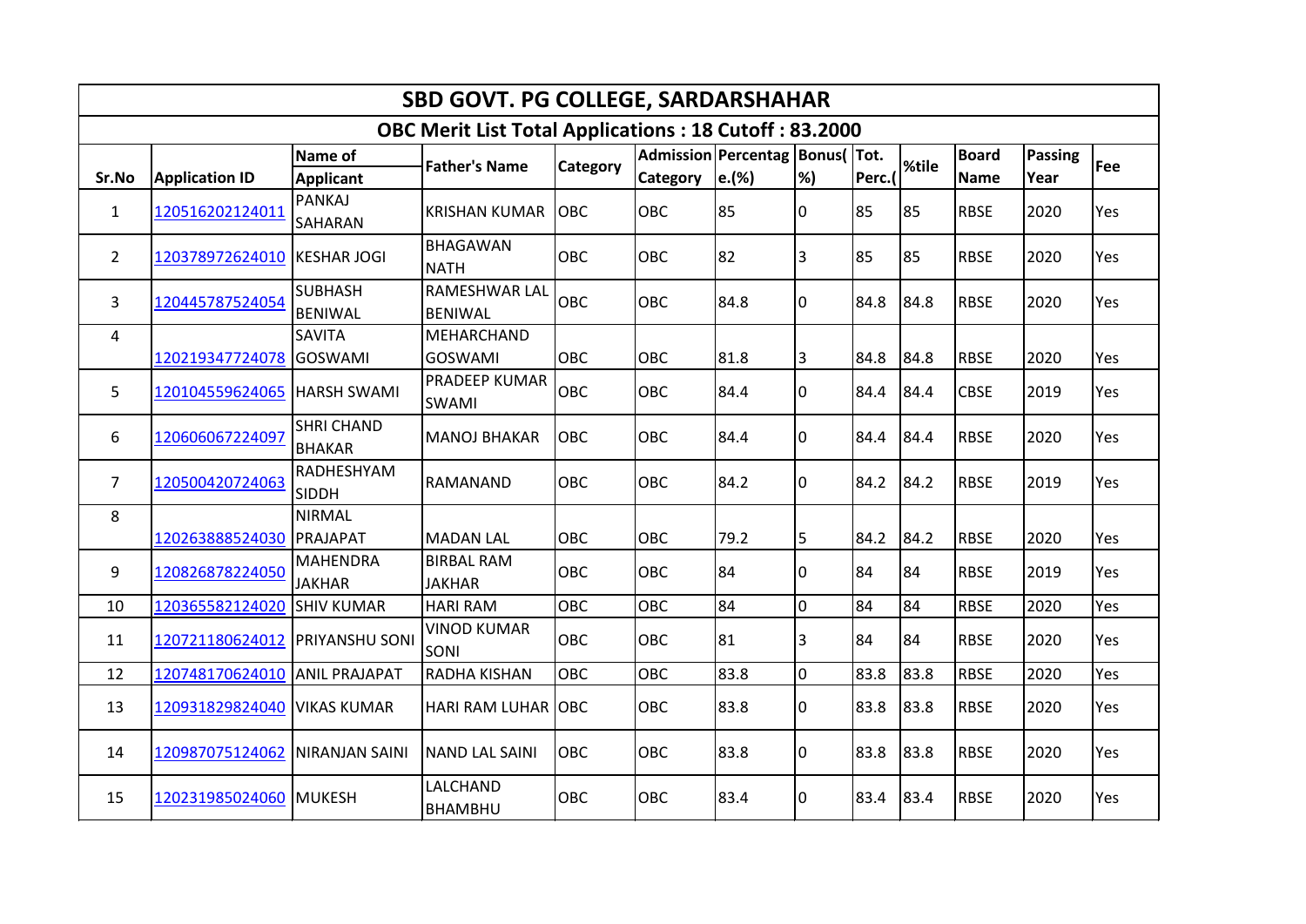| SBD GOVT. PG COLLEGE, SARDARSHAHAR | | | | | | | | | | | | |
|---|---|---|---|---|---|---|---|---|---|---|---|---|
| OBC Merit List Total Applications : 18 Cutoff : 83.2000 | | | | | | | | | | | | |
| Sr.No | Application ID | Name of Applicant | Father's Name | Category | Admission Category | Percentage.(%) | Bonus(%) | Tot. Perc.( | %tile | Board Name | Passing Year | Fee |
| 1 | 120516202124011 | PANKAJ SAHARAN | KRISHAN KUMAR | OBC | OBC | 85 | 0 | 85 | 85 | RBSE | 2020 | Yes |
| 2 | 120378972624010 | KESHAR JOGI | BHAGAWAN NATH | OBC | OBC | 82 | 3 | 85 | 85 | RBSE | 2020 | Yes |
| 3 | 120445787524054 | SUBHASH BENIWAL | RAMESHWAR LAL BENIWAL | OBC | OBC | 84.8 | 0 | 84.8 | 84.8 | RBSE | 2020 | Yes |
| 4 | 120219347724078 | SAVITA GOSWAMI | MEHARCHAND GOSWAMI | OBC | OBC | 81.8 | 3 | 84.8 | 84.8 | RBSE | 2020 | Yes |
| 5 | 120104559624065 | HARSH SWAMI | PRADEEP KUMAR SWAMI | OBC | OBC | 84.4 | 0 | 84.4 | 84.4 | CBSE | 2019 | Yes |
| 6 | 120606067224097 | SHRI CHAND BHAKAR | MANOJ BHAKAR | OBC | OBC | 84.4 | 0 | 84.4 | 84.4 | RBSE | 2020 | Yes |
| 7 | 120500420724063 | RADHESHYAM SIDDH | RAMANAND | OBC | OBC | 84.2 | 0 | 84.2 | 84.2 | RBSE | 2019 | Yes |
| 8 | 120263888524030 | NIRMAL PRAJAPAT | MADAN LAL | OBC | OBC | 79.2 | 5 | 84.2 | 84.2 | RBSE | 2020 | Yes |
| 9 | 120826878224050 | MAHENDRA JAKHAR | BIRBAL RAM JAKHAR | OBC | OBC | 84 | 0 | 84 | 84 | RBSE | 2019 | Yes |
| 10 | 120365582124020 | SHIV KUMAR | HARI RAM | OBC | OBC | 84 | 0 | 84 | 84 | RBSE | 2020 | Yes |
| 11 | 120721180624012 | PRIYANSHU SONI | VINOD KUMAR SONI | OBC | OBC | 81 | 3 | 84 | 84 | RBSE | 2020 | Yes |
| 12 | 120748170624010 | ANIL PRAJAPAT | RADHA KISHAN | OBC | OBC | 83.8 | 0 | 83.8 | 83.8 | RBSE | 2020 | Yes |
| 13 | 120931829824040 | VIKAS KUMAR | HARI RAM LUHAR | OBC | OBC | 83.8 | 0 | 83.8 | 83.8 | RBSE | 2020 | Yes |
| 14 | 120987075124062 | NIRANJAN SAINI | NAND LAL SAINI | OBC | OBC | 83.8 | 0 | 83.8 | 83.8 | RBSE | 2020 | Yes |
| 15 | 120231985024060 | MUKESH | LALCHAND BHAMBHU | OBC | OBC | 83.4 | 0 | 83.4 | 83.4 | RBSE | 2020 | Yes |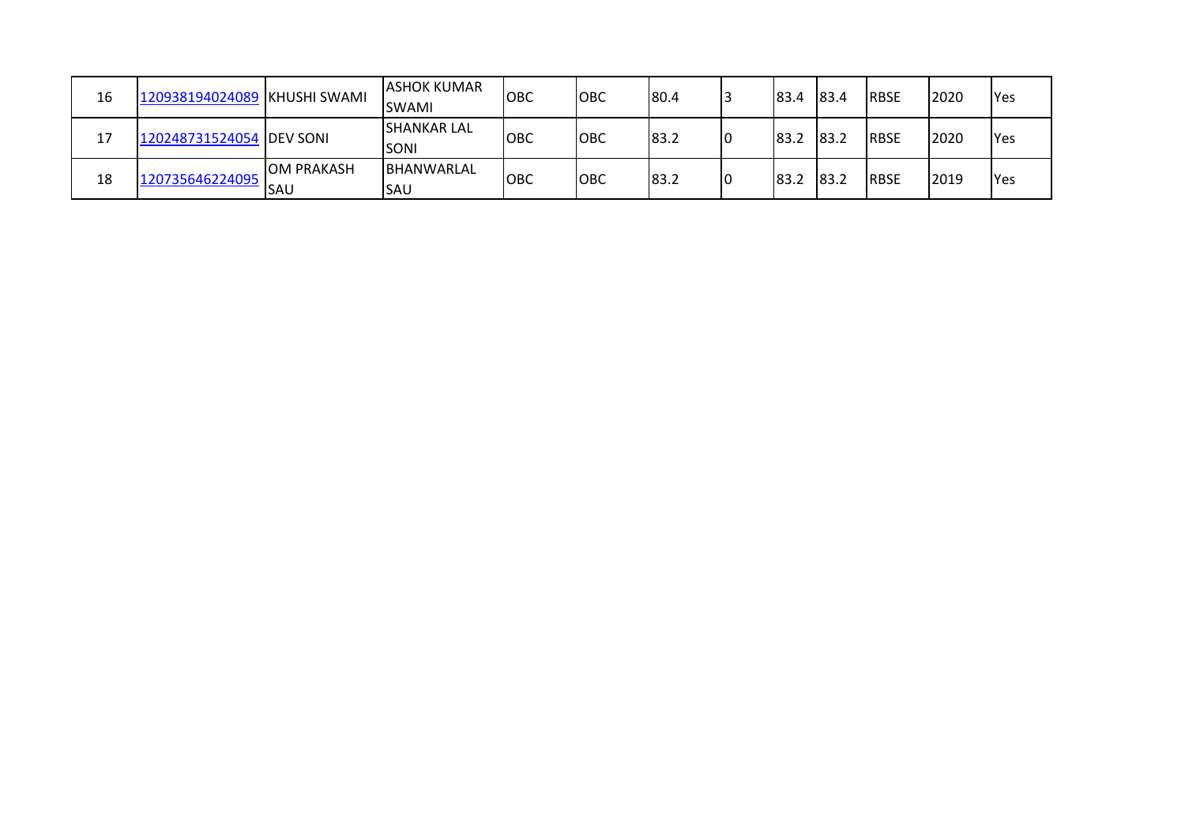| | | | | | | | | | | | | |
|---|---|---|---|---|---|---|---|---|---|---|---|---|
| 16 | 120938194024089 | KHUSHI SWAMI | ASHOK KUMAR SWAMI | OBC | OBC | 80.4 | 3 | 83.4 | 83.4 | RBSE | 2020 | Yes |
| 17 | 120248731524054 | DEV SONI | SHANKAR LAL SONI | OBC | OBC | 83.2 | 0 | 83.2 | 83.2 | RBSE | 2020 | Yes |
| 18 | 120735646224095 | OM PRAKASH SAU | BHANWARLAL SAU | OBC | OBC | 83.2 | 0 | 83.2 | 83.2 | RBSE | 2019 | Yes |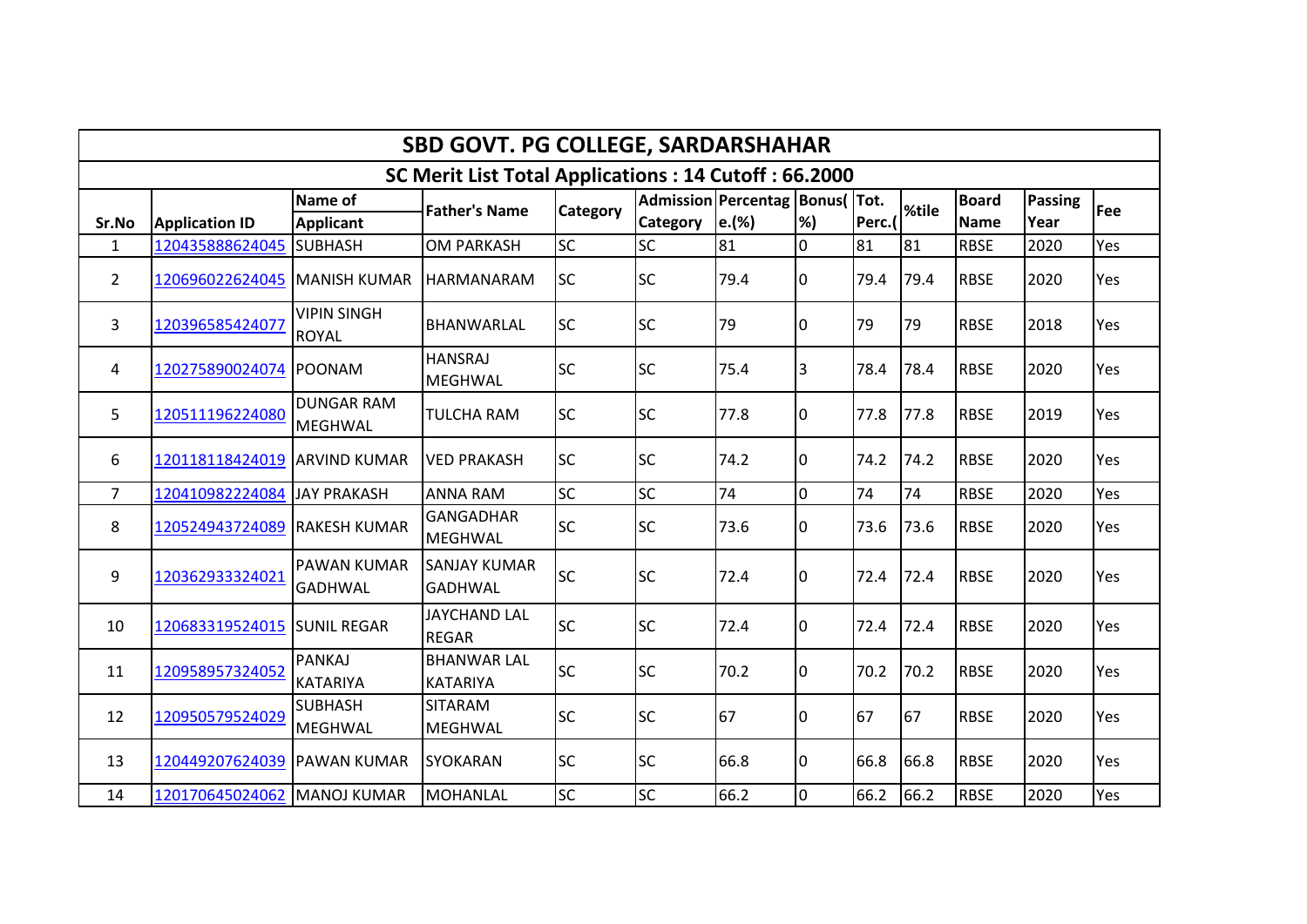# SBD GOVT. PG COLLEGE, SARDARSHAHAR

## SC Merit List Total Applications : 14 Cutoff : 66.2000

| Sr.No | Application ID | Name of Applicant | Father's Name | Category | Admission Category | Percentage.(%) | Bonus(%) | Tot. Perc.( | %tile | Board Name | Passing Year | Fee |
|---|---|---|---|---|---|---|---|---|---|---|---|---|
| 1 | 120435888624045 | SUBHASH | OM PARKASH | SC | SC | 81 | 0 | 81 | 81 | RBSE | 2020 | Yes |
| 2 | 120696022624045 | MANISH KUMAR | HARMANARAM | SC | SC | 79.4 | 0 | 79.4 | 79.4 | RBSE | 2020 | Yes |
| 3 | 120396585424077 | VIPIN SINGH ROYAL | BHANWARLAL | SC | SC | 79 | 0 | 79 | 79 | RBSE | 2018 | Yes |
| 4 | 120275890024074 | POONAM | HANSRAJ MEGHWAL | SC | SC | 75.4 | 3 | 78.4 | 78.4 | RBSE | 2020 | Yes |
| 5 | 120511196224080 | DUNGAR RAM MEGHWAL | TULCHA RAM | SC | SC | 77.8 | 0 | 77.8 | 77.8 | RBSE | 2019 | Yes |
| 6 | 120118118424019 | ARVIND KUMAR | VED PRAKASH | SC | SC | 74.2 | 0 | 74.2 | 74.2 | RBSE | 2020 | Yes |
| 7 | 120410982224084 | JAY PRAKASH | ANNA RAM | SC | SC | 74 | 0 | 74 | 74 | RBSE | 2020 | Yes |
| 8 | 120524943724089 | RAKESH KUMAR | GANGADHAR MEGHWAL | SC | SC | 73.6 | 0 | 73.6 | 73.6 | RBSE | 2020 | Yes |
| 9 | 120362933324021 | PAWAN KUMAR GADHWAL | SANJAY KUMAR GADHWAL | SC | SC | 72.4 | 0 | 72.4 | 72.4 | RBSE | 2020 | Yes |
| 10 | 120683319524015 | SUNIL REGAR | JAYCHAND LAL REGAR | SC | SC | 72.4 | 0 | 72.4 | 72.4 | RBSE | 2020 | Yes |
| 11 | 120958957324052 | PANKAJ KATARIYA | BHANWAR LAL KATARIYA | SC | SC | 70.2 | 0 | 70.2 | 70.2 | RBSE | 2020 | Yes |
| 12 | 120950579524029 | SUBHASH MEGHWAL | SITARAM MEGHWAL | SC | SC | 67 | 0 | 67 | 67 | RBSE | 2020 | Yes |
| 13 | 120449207624039 | PAWAN KUMAR | SYOKARAN | SC | SC | 66.8 | 0 | 66.8 | 66.8 | RBSE | 2020 | Yes |
| 14 | 120170645024062 | MANOJ KUMAR | MOHANLAL | SC | SC | 66.2 | 0 | 66.2 | 66.2 | RBSE | 2020 | Yes |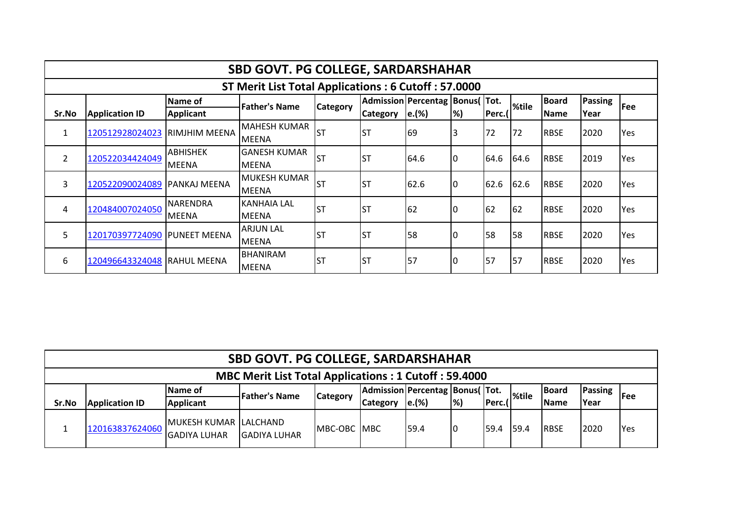## SBD GOVT. PG COLLEGE, SARDARSHAHAR

### ST Merit List Total Applications : 6 Cutoff : 57.0000

| Sr.No | Application ID | Name of Applicant | Father's Name | Category | Admission Category | Percentage.(%) | Bonus(%) | Tot. Perc.( | %tile | Board Name | Passing Year | Fee |
|---|---|---|---|---|---|---|---|---|---|---|---|---|
| 1 | 120512928024023 | RIMJHIM MEENA | MAHESH KUMAR MEENA | ST | ST | 69 | 3 | 72 | 72 | RBSE | 2020 | Yes |
| 2 | 120522034424049 | ABHISHEK MEENA | GANESH KUMAR MEENA | ST | ST | 64.6 | 0 | 64.6 | 64.6 | RBSE | 2019 | Yes |
| 3 | 120522090024089 | PANKAJ MEENA | MUKESH KUMAR MEENA | ST | ST | 62.6 | 0 | 62.6 | 62.6 | RBSE | 2020 | Yes |
| 4 | 120484007024050 | NARENDRA MEENA | KANHAIA LAL MEENA | ST | ST | 62 | 0 | 62 | 62 | RBSE | 2020 | Yes |
| 5 | 120170397724090 | PUNEET MEENA | ARJUN LAL MEENA | ST | ST | 58 | 0 | 58 | 58 | RBSE | 2020 | Yes |
| 6 | 120496643324048 | RAHUL MEENA | BHANIRAM MEENA | ST | ST | 57 | 0 | 57 | 57 | RBSE | 2020 | Yes |

## SBD GOVT. PG COLLEGE, SARDARSHAHAR

### MBC Merit List Total Applications : 1 Cutoff : 59.4000

| Sr.No | Application ID | Name of Applicant | Father's Name | Category | Admission Category | Percentage.(%) | Bonus(%) | Tot. Perc.( | %tile | Board Name | Passing Year | Fee |
|---|---|---|---|---|---|---|---|---|---|---|---|---|
| 1 | 120163837624060 | MUKESH KUMAR GADIYA LUHAR | LALCHAND GADIYA LUHAR | MBC-OBC | MBC | 59.4 | 0 | 59.4 | 59.4 | RBSE | 2020 | Yes |